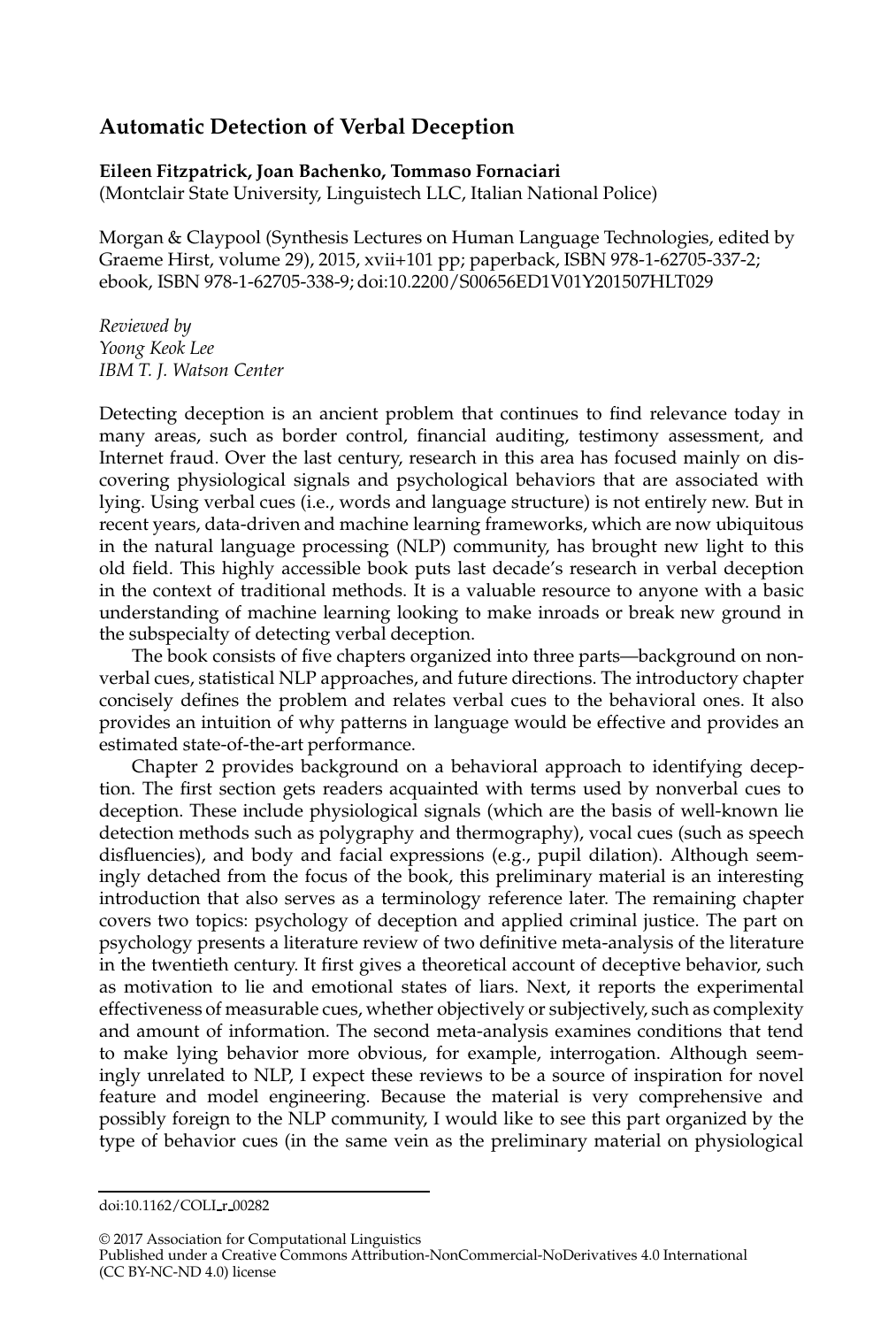## Automatic Detection of Verbal Deception

**Eileen Fitzpatrick, Joan Bachenko, Tommaso Fornaciari**
(Montclair State University, Linguistech LLC, Italian National Police)

Morgan & Claypool (Synthesis Lectures on Human Language Technologies, edited by Graeme Hirst, volume 29), 2015, xvii+101 pp; paperback, ISBN 978-1-62705-337-2; ebook, ISBN 978-1-62705-338-9; doi:10.2200/S00656ED1V01Y201507HLT029

*Reviewed by*
*Yoong Keok Lee*
*IBM T. J. Watson Center*

Detecting deception is an ancient problem that continues to find relevance today in many areas, such as border control, financial auditing, testimony assessment, and Internet fraud. Over the last century, research in this area has focused mainly on discovering physiological signals and psychological behaviors that are associated with lying. Using verbal cues (i.e., words and language structure) is not entirely new. But in recent years, data-driven and machine learning frameworks, which are now ubiquitous in the natural language processing (NLP) community, has brought new light to this old field. This highly accessible book puts last decade's research in verbal deception in the context of traditional methods. It is a valuable resource to anyone with a basic understanding of machine learning looking to make inroads or break new ground in the subspecialty of detecting verbal deception.

The book consists of five chapters organized into three parts—background on nonverbal cues, statistical NLP approaches, and future directions. The introductory chapter concisely defines the problem and relates verbal cues to the behavioral ones. It also provides an intuition of why patterns in language would be effective and provides an estimated state-of-the-art performance.

Chapter 2 provides background on a behavioral approach to identifying deception. The first section gets readers acquainted with terms used by nonverbal cues to deception. These include physiological signals (which are the basis of well-known lie detection methods such as polygraphy and thermography), vocal cues (such as speech disfluencies), and body and facial expressions (e.g., pupil dilation). Although seemingly detached from the focus of the book, this preliminary material is an interesting introduction that also serves as a terminology reference later. The remaining chapter covers two topics: psychology of deception and applied criminal justice. The part on psychology presents a literature review of two definitive meta-analysis of the literature in the twentieth century. It first gives a theoretical account of deceptive behavior, such as motivation to lie and emotional states of liars. Next, it reports the experimental effectiveness of measurable cues, whether objectively or subjectively, such as complexity and amount of information. The second meta-analysis examines conditions that tend to make lying behavior more obvious, for example, interrogation. Although seemingly unrelated to NLP, I expect these reviews to be a source of inspiration for novel feature and model engineering. Because the material is very comprehensive and possibly foreign to the NLP community, I would like to see this part organized by the type of behavior cues (in the same vein as the preliminary material on physiological

doi:10.1162/COLI_r_00282

© 2017 Association for Computational Linguistics
Published under a Creative Commons Attribution-NonCommercial-NoDerivatives 4.0 International (CC BY-NC-ND 4.0) license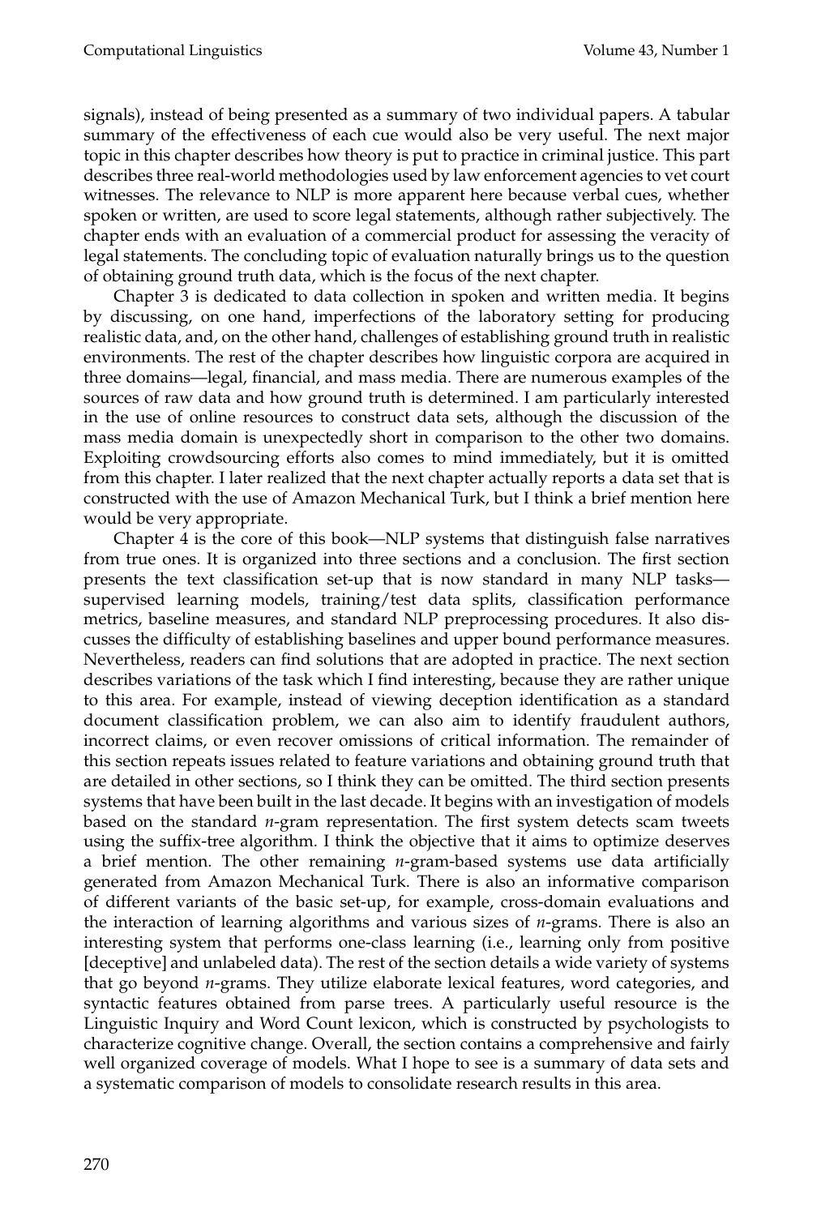signals), instead of being presented as a summary of two individual papers. A tabular summary of the effectiveness of each cue would also be very useful. The next major topic in this chapter describes how theory is put to practice in criminal justice. This part describes three real-world methodologies used by law enforcement agencies to vet court witnesses. The relevance to NLP is more apparent here because verbal cues, whether spoken or written, are used to score legal statements, although rather subjectively. The chapter ends with an evaluation of a commercial product for assessing the veracity of legal statements. The concluding topic of evaluation naturally brings us to the question of obtaining ground truth data, which is the focus of the next chapter.

Chapter 3 is dedicated to data collection in spoken and written media. It begins by discussing, on one hand, imperfections of the laboratory setting for producing realistic data, and, on the other hand, challenges of establishing ground truth in realistic environments. The rest of the chapter describes how linguistic corpora are acquired in three domains—legal, financial, and mass media. There are numerous examples of the sources of raw data and how ground truth is determined. I am particularly interested in the use of online resources to construct data sets, although the discussion of the mass media domain is unexpectedly short in comparison to the other two domains. Exploiting crowdsourcing efforts also comes to mind immediately, but it is omitted from this chapter. I later realized that the next chapter actually reports a data set that is constructed with the use of Amazon Mechanical Turk, but I think a brief mention here would be very appropriate.

Chapter 4 is the core of this book—NLP systems that distinguish false narratives from true ones. It is organized into three sections and a conclusion. The first section presents the text classification set-up that is now standard in many NLP tasks—supervised learning models, training/test data splits, classification performance metrics, baseline measures, and standard NLP preprocessing procedures. It also discusses the difficulty of establishing baselines and upper bound performance measures. Nevertheless, readers can find solutions that are adopted in practice. The next section describes variations of the task which I find interesting, because they are rather unique to this area. For example, instead of viewing deception identification as a standard document classification problem, we can also aim to identify fraudulent authors, incorrect claims, or even recover omissions of critical information. The remainder of this section repeats issues related to feature variations and obtaining ground truth that are detailed in other sections, so I think they can be omitted. The third section presents systems that have been built in the last decade. It begins with an investigation of models based on the standard *n*-gram representation. The first system detects scam tweets using the suffix-tree algorithm. I think the objective that it aims to optimize deserves a brief mention. The other remaining *n*-gram-based systems use data artificially generated from Amazon Mechanical Turk. There is also an informative comparison of different variants of the basic set-up, for example, cross-domain evaluations and the interaction of learning algorithms and various sizes of *n*-grams. There is also an interesting system that performs one-class learning (i.e., learning only from positive [deceptive] and unlabeled data). The rest of the section details a wide variety of systems that go beyond *n*-grams. They utilize elaborate lexical features, word categories, and syntactic features obtained from parse trees. A particularly useful resource is the Linguistic Inquiry and Word Count lexicon, which is constructed by psychologists to characterize cognitive change. Overall, the section contains a comprehensive and fairly well organized coverage of models. What I hope to see is a summary of data sets and a systematic comparison of models to consolidate research results in this area.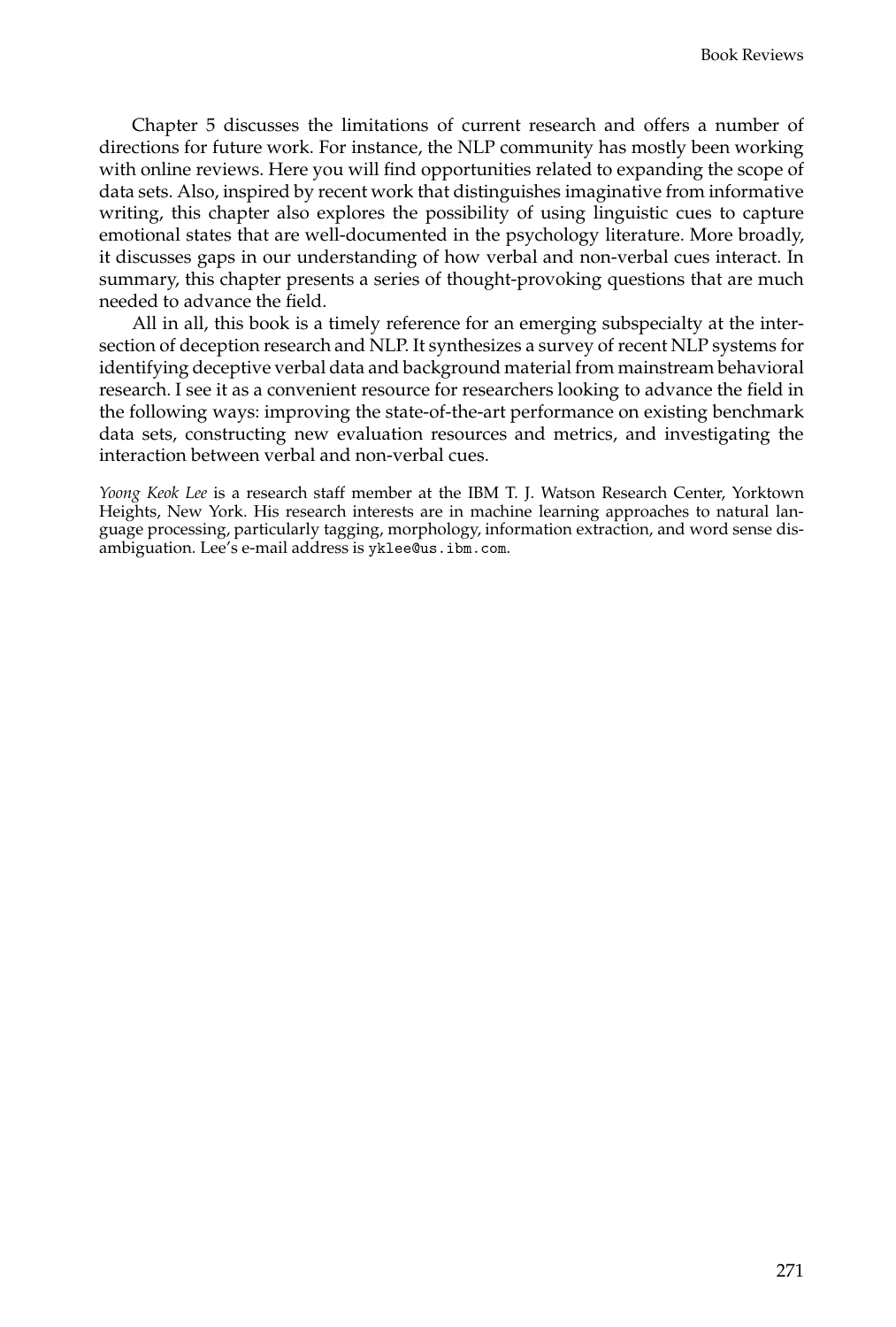Chapter 5 discusses the limitations of current research and offers a number of directions for future work. For instance, the NLP community has mostly been working with online reviews. Here you will find opportunities related to expanding the scope of data sets. Also, inspired by recent work that distinguishes imaginative from informative writing, this chapter also explores the possibility of using linguistic cues to capture emotional states that are well-documented in the psychology literature. More broadly, it discusses gaps in our understanding of how verbal and non-verbal cues interact. In summary, this chapter presents a series of thought-provoking questions that are much needed to advance the field.

All in all, this book is a timely reference for an emerging subspecialty at the intersection of deception research and NLP. It synthesizes a survey of recent NLP systems for identifying deceptive verbal data and background material from mainstream behavioral research. I see it as a convenient resource for researchers looking to advance the field in the following ways: improving the state-of-the-art performance on existing benchmark data sets, constructing new evaluation resources and metrics, and investigating the interaction between verbal and non-verbal cues.

*Yoong Keok Lee* is a research staff member at the IBM T. J. Watson Research Center, Yorktown Heights, New York. His research interests are in machine learning approaches to natural language processing, particularly tagging, morphology, information extraction, and word sense disambiguation. Lee's e-mail address is `yklee@us.ibm.com`.